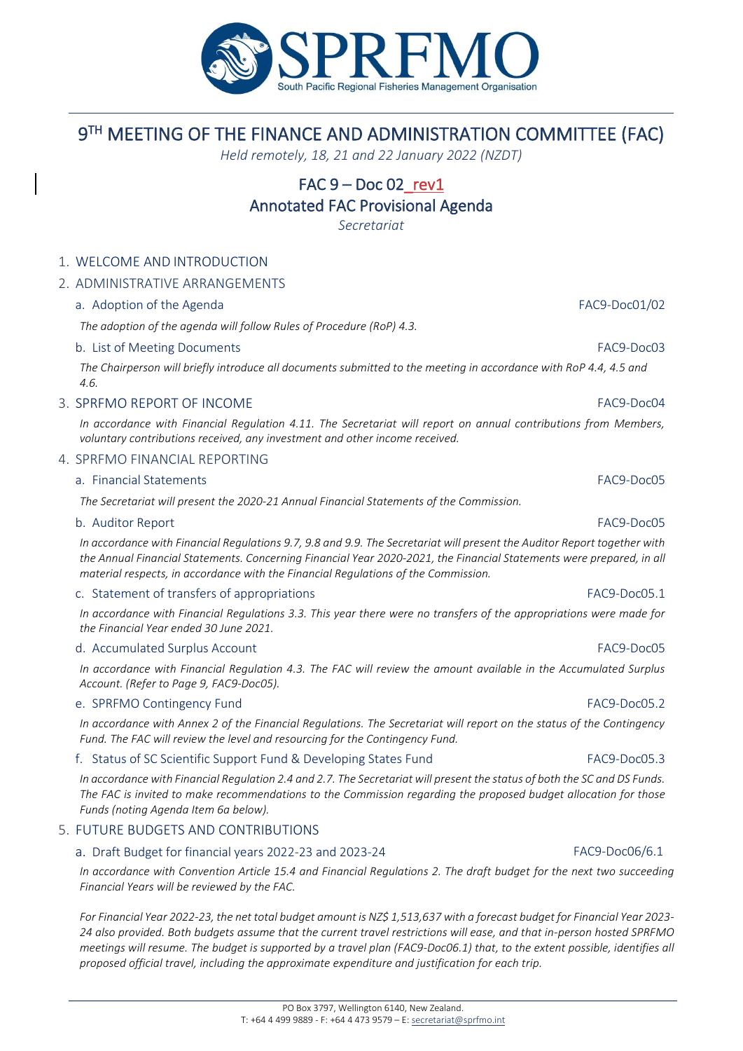SPRFMO

South Pacific Regional Fisheries Management Organisation

# 9TH MEETING OF THE FINANCE AND ADMINISTRATION COMMITTEE (FAC)

*Held remotely, 18, 21 and 22 January 2022 (NZDT)*

## FAC 9 – Doc 02_rev1

## Annotated FAC Provisional Agenda

*Secretariat*

1. WELCOME AND INTRODUCTION
2. ADMINISTRATIVE ARRANGEMENTS

   a. Adoption of the Agenda — FAC9-Doc01/02

   *The adoption of the agenda will follow Rules of Procedure (RoP) 4.3.*

   b. List of Meeting Documents — FAC9-Doc03

   *The Chairperson will briefly introduce all documents submitted to the meeting in accordance with RoP 4.4, 4.5 and 4.6.*

3. SPRFMO REPORT OF INCOME — FAC9-Doc04

   *In accordance with Financial Regulation 4.11. The Secretariat will report on annual contributions from Members, voluntary contributions received, any investment and other income received.*

4. SPRFMO FINANCIAL REPORTING

   a. Financial Statements — FAC9-Doc05

   *The Secretariat will present the 2020-21 Annual Financial Statements of the Commission.*

   b. Auditor Report — FAC9-Doc05

   *In accordance with Financial Regulations 9.7, 9.8 and 9.9. The Secretariat will present the Auditor Report together with the Annual Financial Statements. Concerning Financial Year 2020-2021, the Financial Statements were prepared, in all material respects, in accordance with the Financial Regulations of the Commission.*

   c. Statement of transfers of appropriations — FAC9-Doc05.1

   *In accordance with Financial Regulations 3.3. This year there were no transfers of the appropriations were made for the Financial Year ended 30 June 2021.*

   d. Accumulated Surplus Account — FAC9-Doc05

   *In accordance with Financial Regulation 4.3. The FAC will review the amount available in the Accumulated Surplus Account. (Refer to Page 9, FAC9-Doc05).*

   e. SPRFMO Contingency Fund — FAC9-Doc05.2

   *In accordance with Annex 2 of the Financial Regulations. The Secretariat will report on the status of the Contingency Fund. The FAC will review the level and resourcing for the Contingency Fund.*

   f. Status of SC Scientific Support Fund & Developing States Fund — FAC9-Doc05.3

   *In accordance with Financial Regulation 2.4 and 2.7. The Secretariat will present the status of both the SC and DS Funds. The FAC is invited to make recommendations to the Commission regarding the proposed budget allocation for those Funds (noting Agenda Item 6a below).*

5. FUTURE BUDGETS AND CONTRIBUTIONS

   a. Draft Budget for financial years 2022-23 and 2023-24 — FAC9-Doc06/6.1

   *In accordance with Convention Article 15.4 and Financial Regulations 2. The draft budget for the next two succeeding Financial Years will be reviewed by the FAC.*

   *For Financial Year 2022-23, the net total budget amount is NZ$ 1,513,637 with a forecast budget for Financial Year 2023-24 also provided. Both budgets assume that the current travel restrictions will ease, and that in-person hosted SPRFMO meetings will resume. The budget is supported by a travel plan (FAC9-Doc06.1) that, to the extent possible, identifies all proposed official travel, including the approximate expenditure and justification for each trip.*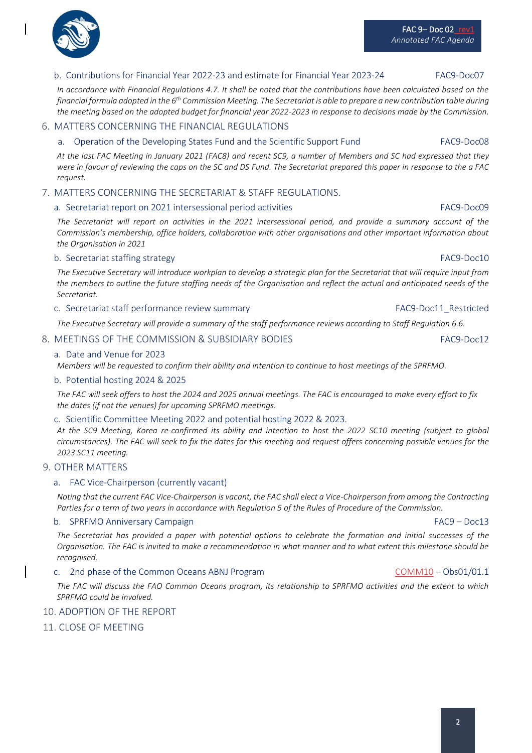b. Contributions for Financial Year 2022-23 and estimate for Financial Year 2023-24 FAC9-Doc07

*In accordance with Financial Regulations 4.7. It shall be noted that the contributions have been calculated based on the financial formula adopted in the 6th Commission Meeting. The Secretariat is able to prepare a new contribution table during the meeting based on the adopted budget for financial year 2022-2023 in response to decisions made by the Commission.*

## 6. MATTERS CONCERNING THE FINANCIAL REGULATIONS

a. Operation of the Developing States Fund and the Scientific Support Fund FAC9-Doc08

*At the last FAC Meeting in January 2021 (FAC8) and recent SC9, a number of Members and SC had expressed that they were in favour of reviewing the caps on the SC and DS Fund. The Secretariat prepared this paper in response to the a FAC request.*

## 7. MATTERS CONCERNING THE SECRETARIAT & STAFF REGULATIONS.

a. Secretariat report on 2021 intersessional period activities FAC9-Doc09

*The Secretariat will report on activities in the 2021 intersessional period, and provide a summary account of the Commission's membership, office holders, collaboration with other organisations and other important information about the Organisation in 2021*

b. Secretariat staffing strategy FAC9-Doc10

*The Executive Secretary will introduce workplan to develop a strategic plan for the Secretariat that will require input from the members to outline the future staffing needs of the Organisation and reflect the actual and anticipated needs of the Secretariat.*

c. Secretariat staff performance review summary FAC9-Doc11_Restricted

*The Executive Secretary will provide a summary of the staff performance reviews according to Staff Regulation 6.6.*

## 8. MEETINGS OF THE COMMISSION & SUBSIDIARY BODIES FAC9-Doc12

a. Date and Venue for 2023

*Members will be requested to confirm their ability and intention to continue to host meetings of the SPRFMO.*

b. Potential hosting 2024 & 2025

*The FAC will seek offers to host the 2024 and 2025 annual meetings. The FAC is encouraged to make every effort to fix the dates (if not the venues) for upcoming SPRFMO meetings.*

c. Scientific Committee Meeting 2022 and potential hosting 2022 & 2023.

*At the SC9 Meeting, Korea re-confirmed its ability and intention to host the 2022 SC10 meeting (subject to global circumstances). The FAC will seek to fix the dates for this meeting and request offers concerning possible venues for the 2023 SC11 meeting.*

## 9. OTHER MATTERS

a. FAC Vice-Chairperson (currently vacant)

*Noting that the current FAC Vice-Chairperson is vacant, the FAC shall elect a Vice-Chairperson from among the Contracting Parties for a term of two years in accordance with Regulation 5 of the Rules of Procedure of the Commission.*

b. SPRFMO Anniversary Campaign FAC9 – Doc13

*The Secretariat has provided a paper with potential options to celebrate the formation and initial successes of the Organisation. The FAC is invited to make a recommendation in what manner and to what extent this milestone should be recognised.*

c. 2nd phase of the Common Oceans ABNJ Program COMM10 – Obs01/01.1

*The FAC will discuss the FAO Common Oceans program, its relationship to SPRFMO activities and the extent to which SPRFMO could be involved.*

## 10. ADOPTION OF THE REPORT

## 11. CLOSE OF MEETING